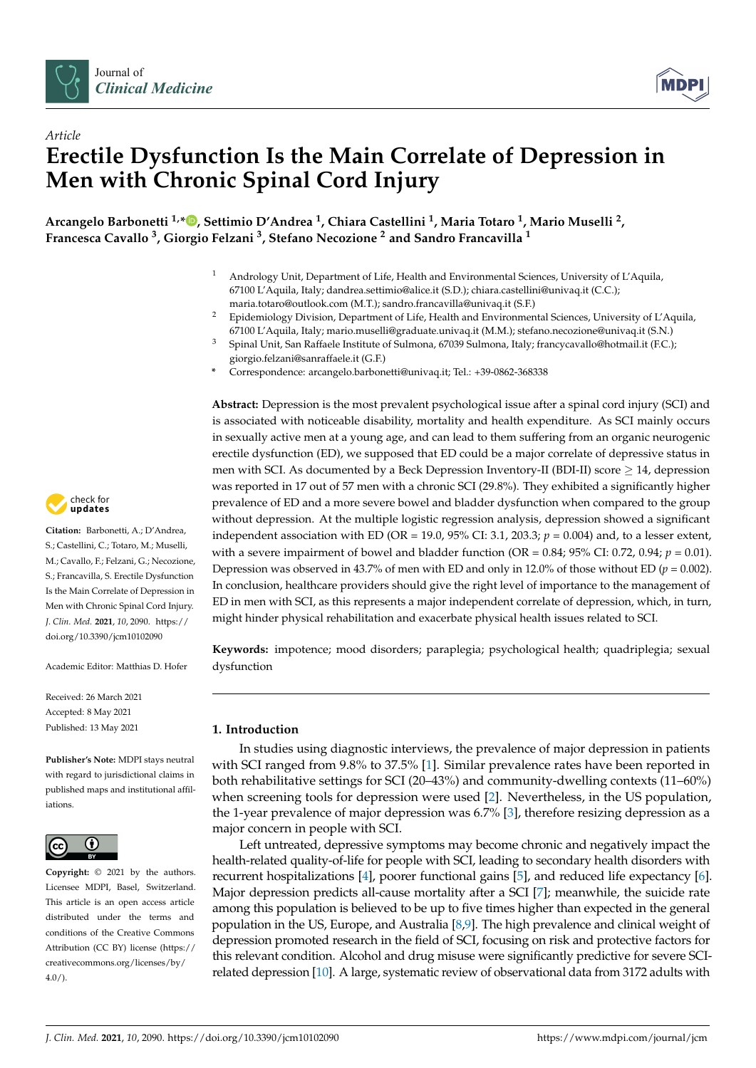*Article*

# Erectile Dysfunction Is the Main Correlate of Depression in Men with Chronic Spinal Cord Injury

**Arcangelo Barbonetti [1,*], Settimio D'Andrea [1], Chiara Castellini [1], Maria Totaro [1], Mario Muselli [2], Francesca Cavallo [3], Giorgio Felzani [3], Stefano Necozione [2] and Sandro Francavilla [1]**

[1] Andrology Unit, Department of Life, Health and Environmental Sciences, University of L'Aquila, 67100 L'Aquila, Italy; dandrea.settimio@alice.it (S.D.); chiara.castellini@univaq.it (C.C.); maria.totaro@outlook.com (M.T.); sandro.francavilla@univaq.it (S.F.)

[2] Epidemiology Division, Department of Life, Health and Environmental Sciences, University of L'Aquila, 67100 L'Aquila, Italy; mario.muselli@graduate.univaq.it (M.M.); stefano.necozione@univaq.it (S.N.)

[3] Spinal Unit, San Raffaele Institute of Sulmona, 67039 Sulmona, Italy; francycavallo@hotmail.it (F.C.); giorgio.felzani@sanraffaele.it (G.F.)

* Correspondence: arcangelo.barbonetti@univaq.it; Tel.: +39-0862-368338

**Abstract:** Depression is the most prevalent psychological issue after a spinal cord injury (SCI) and is associated with noticeable disability, mortality and health expenditure. As SCI mainly occurs in sexually active men at a young age, and can lead to them suffering from an organic neurogenic erectile dysfunction (ED), we supposed that ED could be a major correlate of depressive status in men with SCI. As documented by a Beck Depression Inventory-II (BDI-II) score $\geq$ 14, depression was reported in 17 out of 57 men with a chronic SCI (29.8%). They exhibited a significantly higher prevalence of ED and a more severe bowel and bladder dysfunction when compared to the group without depression. At the multiple logistic regression analysis, depression showed a significant independent association with ED (OR = 19.0, 95% CI: 3.1, 203.3; $p = 0.004$) and, to a lesser extent, with a severe impairment of bowel and bladder function (OR = 0.84; 95% CI: 0.72, 0.94; $p = 0.01$). Depression was observed in 43.7% of men with ED and only in 12.0% of those without ED ($p = 0.002$). In conclusion, healthcare providers should give the right level of importance to the management of ED in men with SCI, as this represents a major independent correlate of depression, which, in turn, might hinder physical rehabilitation and exacerbate physical health issues related to SCI.

**Keywords:** impotence; mood disorders; paraplegia; psychological health; quadriplegia; sexual dysfunction

**Citation:** Barbonetti, A.; D'Andrea, S.; Castellini, C.; Totaro, M.; Muselli, M.; Cavallo, F.; Felzani, G.; Necozione, S.; Francavilla, S. Erectile Dysfunction Is the Main Correlate of Depression in Men with Chronic Spinal Cord Injury. *J. Clin. Med.* **2021**, *10*, 2090. https://doi.org/10.3390/jcm10102090

Academic Editor: Matthias D. Hofer

Received: 26 March 2021
Accepted: 8 May 2021
Published: 13 May 2021

**Publisher's Note:** MDPI stays neutral with regard to jurisdictional claims in published maps and institutional affiliations.

**Copyright:** © 2021 by the authors. Licensee MDPI, Basel, Switzerland. This article is an open access article distributed under the terms and conditions of the Creative Commons Attribution (CC BY) license (https://creativecommons.org/licenses/by/4.0/).

## 1. Introduction

In studies using diagnostic interviews, the prevalence of major depression in patients with SCI ranged from 9.8% to 37.5% [1]. Similar prevalence rates have been reported in both rehabilitative settings for SCI (20–43%) and community-dwelling contexts (11–60%) when screening tools for depression were used [2]. Nevertheless, in the US population, the 1-year prevalence of major depression was 6.7% [3], therefore resizing depression as a major concern in people with SCI.

Left untreated, depressive symptoms may become chronic and negatively impact the health-related quality-of-life for people with SCI, leading to secondary health disorders with recurrent hospitalizations [4], poorer functional gains [5], and reduced life expectancy [6]. Major depression predicts all-cause mortality after a SCI [7]; meanwhile, the suicide rate among this population is believed to be up to five times higher than expected in the general population in the US, Europe, and Australia [8,9]. The high prevalence and clinical weight of depression promoted research in the field of SCI, focusing on risk and protective factors for this relevant condition. Alcohol and drug misuse were significantly predictive for severe SCI-related depression [10]. A large, systematic review of observational data from 3172 adults with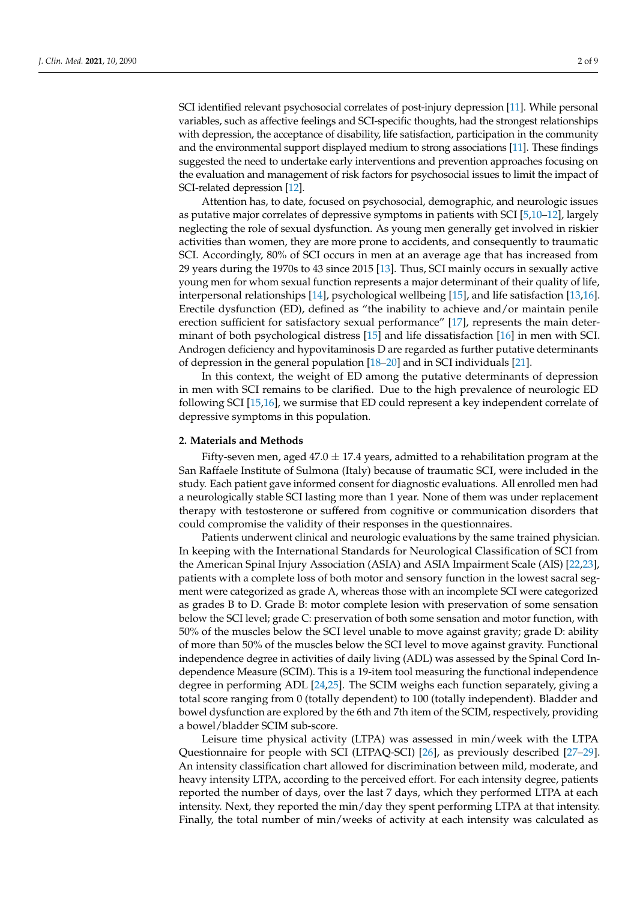SCI identified relevant psychosocial correlates of post-injury depression [11]. While personal variables, such as affective feelings and SCI-specific thoughts, had the strongest relationships with depression, the acceptance of disability, life satisfaction, participation in the community and the environmental support displayed medium to strong associations [11]. These findings suggested the need to undertake early interventions and prevention approaches focusing on the evaluation and management of risk factors for psychosocial issues to limit the impact of SCI-related depression [12].

Attention has, to date, focused on psychosocial, demographic, and neurologic issues as putative major correlates of depressive symptoms in patients with SCI [5,10–12], largely neglecting the role of sexual dysfunction. As young men generally get involved in riskier activities than women, they are more prone to accidents, and consequently to traumatic SCI. Accordingly, 80% of SCI occurs in men at an average age that has increased from 29 years during the 1970s to 43 since 2015 [13]. Thus, SCI mainly occurs in sexually active young men for whom sexual function represents a major determinant of their quality of life, interpersonal relationships [14], psychological wellbeing [15], and life satisfaction [13,16]. Erectile dysfunction (ED), defined as "the inability to achieve and/or maintain penile erection sufficient for satisfactory sexual performance" [17], represents the main determinant of both psychological distress [15] and life dissatisfaction [16] in men with SCI. Androgen deficiency and hypovitaminosis D are regarded as further putative determinants of depression in the general population [18–20] and in SCI individuals [21].

In this context, the weight of ED among the putative determinants of depression in men with SCI remains to be clarified. Due to the high prevalence of neurologic ED following SCI [15,16], we surmise that ED could represent a key independent correlate of depressive symptoms in this population.

## 2. Materials and Methods

Fifty-seven men, aged 47.0 ± 17.4 years, admitted to a rehabilitation program at the San Raffaele Institute of Sulmona (Italy) because of traumatic SCI, were included in the study. Each patient gave informed consent for diagnostic evaluations. All enrolled men had a neurologically stable SCI lasting more than 1 year. None of them was under replacement therapy with testosterone or suffered from cognitive or communication disorders that could compromise the validity of their responses in the questionnaires.

Patients underwent clinical and neurologic evaluations by the same trained physician. In keeping with the International Standards for Neurological Classification of SCI from the American Spinal Injury Association (ASIA) and ASIA Impairment Scale (AIS) [22,23], patients with a complete loss of both motor and sensory function in the lowest sacral segment were categorized as grade A, whereas those with an incomplete SCI were categorized as grades B to D. Grade B: motor complete lesion with preservation of some sensation below the SCI level; grade C: preservation of both some sensation and motor function, with 50% of the muscles below the SCI level unable to move against gravity; grade D: ability of more than 50% of the muscles below the SCI level to move against gravity. Functional independence degree in activities of daily living (ADL) was assessed by the Spinal Cord Independence Measure (SCIM). This is a 19-item tool measuring the functional independence degree in performing ADL [24,25]. The SCIM weighs each function separately, giving a total score ranging from 0 (totally dependent) to 100 (totally independent). Bladder and bowel dysfunction are explored by the 6th and 7th item of the SCIM, respectively, providing a bowel/bladder SCIM sub-score.

Leisure time physical activity (LTPA) was assessed in min/week with the LTPA Questionnaire for people with SCI (LTPAQ-SCI) [26], as previously described [27–29]. An intensity classification chart allowed for discrimination between mild, moderate, and heavy intensity LTPA, according to the perceived effort. For each intensity degree, patients reported the number of days, over the last 7 days, which they performed LTPA at each intensity. Next, they reported the min/day they spent performing LTPA at that intensity. Finally, the total number of min/weeks of activity at each intensity was calculated as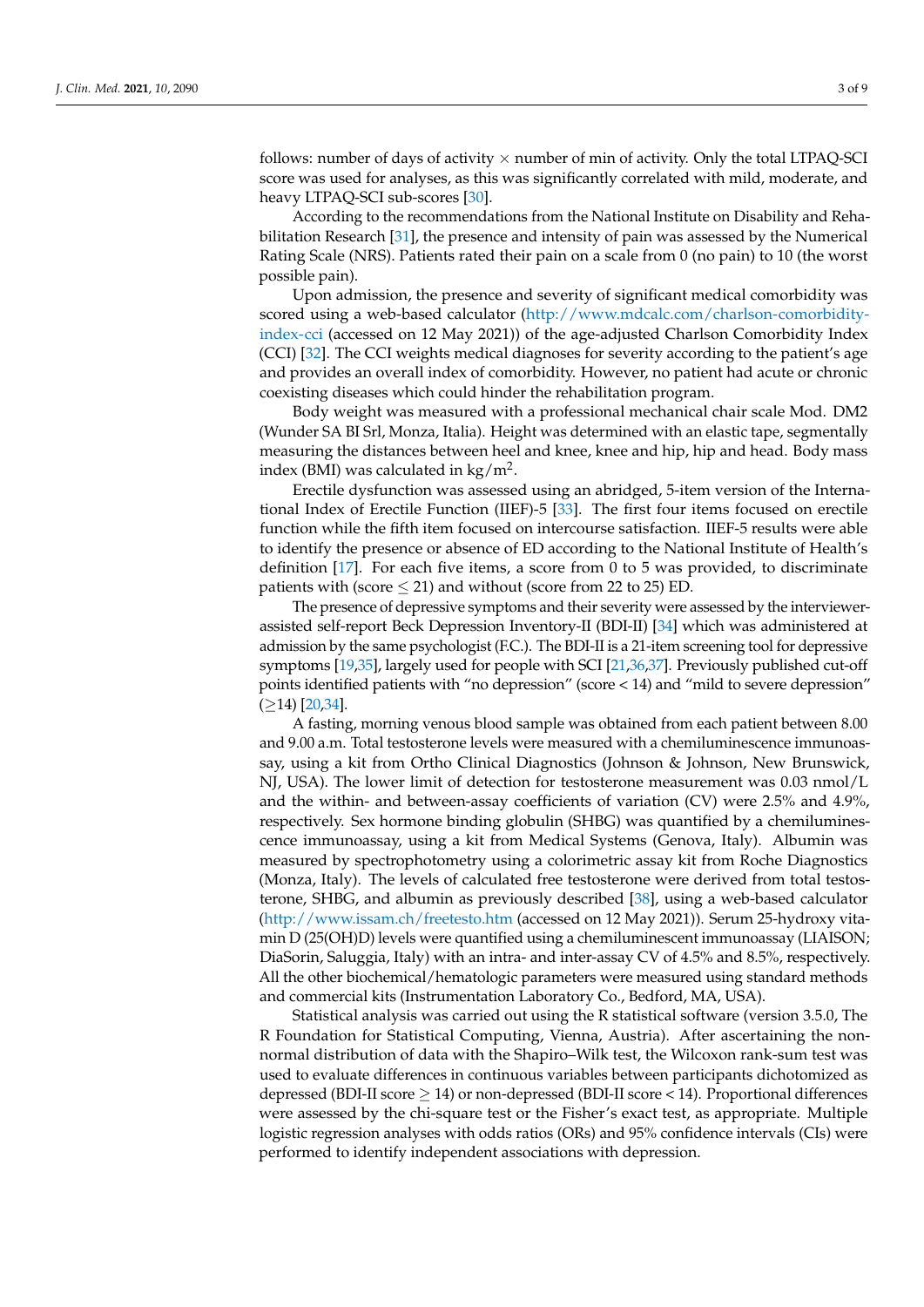follows: number of days of activity × number of min of activity. Only the total LTPAQ-SCI score was used for analyses, as this was significantly correlated with mild, moderate, and heavy LTPAQ-SCI sub-scores [30].

According to the recommendations from the National Institute on Disability and Rehabilitation Research [31], the presence and intensity of pain was assessed by the Numerical Rating Scale (NRS). Patients rated their pain on a scale from 0 (no pain) to 10 (the worst possible pain).

Upon admission, the presence and severity of significant medical comorbidity was scored using a web-based calculator (http://www.mdcalc.com/charlson-comorbidity-index-cci (accessed on 12 May 2021)) of the age-adjusted Charlson Comorbidity Index (CCI) [32]. The CCI weights medical diagnoses for severity according to the patient's age and provides an overall index of comorbidity. However, no patient had acute or chronic coexisting diseases which could hinder the rehabilitation program.

Body weight was measured with a professional mechanical chair scale Mod. DM2 (Wunder SA BI Srl, Monza, Italia). Height was determined with an elastic tape, segmentally measuring the distances between heel and knee, knee and hip, hip and head. Body mass index (BMI) was calculated in $kg/m^2$.

Erectile dysfunction was assessed using an abridged, 5-item version of the International Index of Erectile Function (IIEF)-5 [33]. The first four items focused on erectile function while the fifth item focused on intercourse satisfaction. IIEF-5 results were able to identify the presence or absence of ED according to the National Institute of Health's definition [17]. For each five items, a score from 0 to 5 was provided, to discriminate patients with (score $\leq$ 21) and without (score from 22 to 25) ED.

The presence of depressive symptoms and their severity were assessed by the interviewer-assisted self-report Beck Depression Inventory-II (BDI-II) [34] which was administered at admission by the same psychologist (F.C.). The BDI-II is a 21-item screening tool for depressive symptoms [19,35], largely used for people with SCI [21,36,37]. Previously published cut-off points identified patients with "no depression" (score < 14) and "mild to severe depression" ($\geq$14) [20,34].

A fasting, morning venous blood sample was obtained from each patient between 8.00 and 9.00 a.m. Total testosterone levels were measured with a chemiluminescence immunoassay, using a kit from Ortho Clinical Diagnostics (Johnson & Johnson, New Brunswick, NJ, USA). The lower limit of detection for testosterone measurement was 0.03 nmol/L and the within- and between-assay coefficients of variation (CV) were 2.5% and 4.9%, respectively. Sex hormone binding globulin (SHBG) was quantified by a chemiluminescence immunoassay, using a kit from Medical Systems (Genova, Italy). Albumin was measured by spectrophotometry using a colorimetric assay kit from Roche Diagnostics (Monza, Italy). The levels of calculated free testosterone were derived from total testosterone, SHBG, and albumin as previously described [38], using a web-based calculator (http://www.issam.ch/freetesto.htm (accessed on 12 May 2021)). Serum 25-hydroxy vitamin D (25(OH)D) levels were quantified using a chemiluminescent immunoassay (LIAISON; DiaSorin, Saluggia, Italy) with an intra- and inter-assay CV of 4.5% and 8.5%, respectively. All the other biochemical/hematologic parameters were measured using standard methods and commercial kits (Instrumentation Laboratory Co., Bedford, MA, USA).

Statistical analysis was carried out using the R statistical software (version 3.5.0, The R Foundation for Statistical Computing, Vienna, Austria). After ascertaining the non-normal distribution of data with the Shapiro–Wilk test, the Wilcoxon rank-sum test was used to evaluate differences in continuous variables between participants dichotomized as depressed (BDI-II score $\geq$ 14) or non-depressed (BDI-II score < 14). Proportional differences were assessed by the chi-square test or the Fisher's exact test, as appropriate. Multiple logistic regression analyses with odds ratios (ORs) and 95% confidence intervals (CIs) were performed to identify independent associations with depression.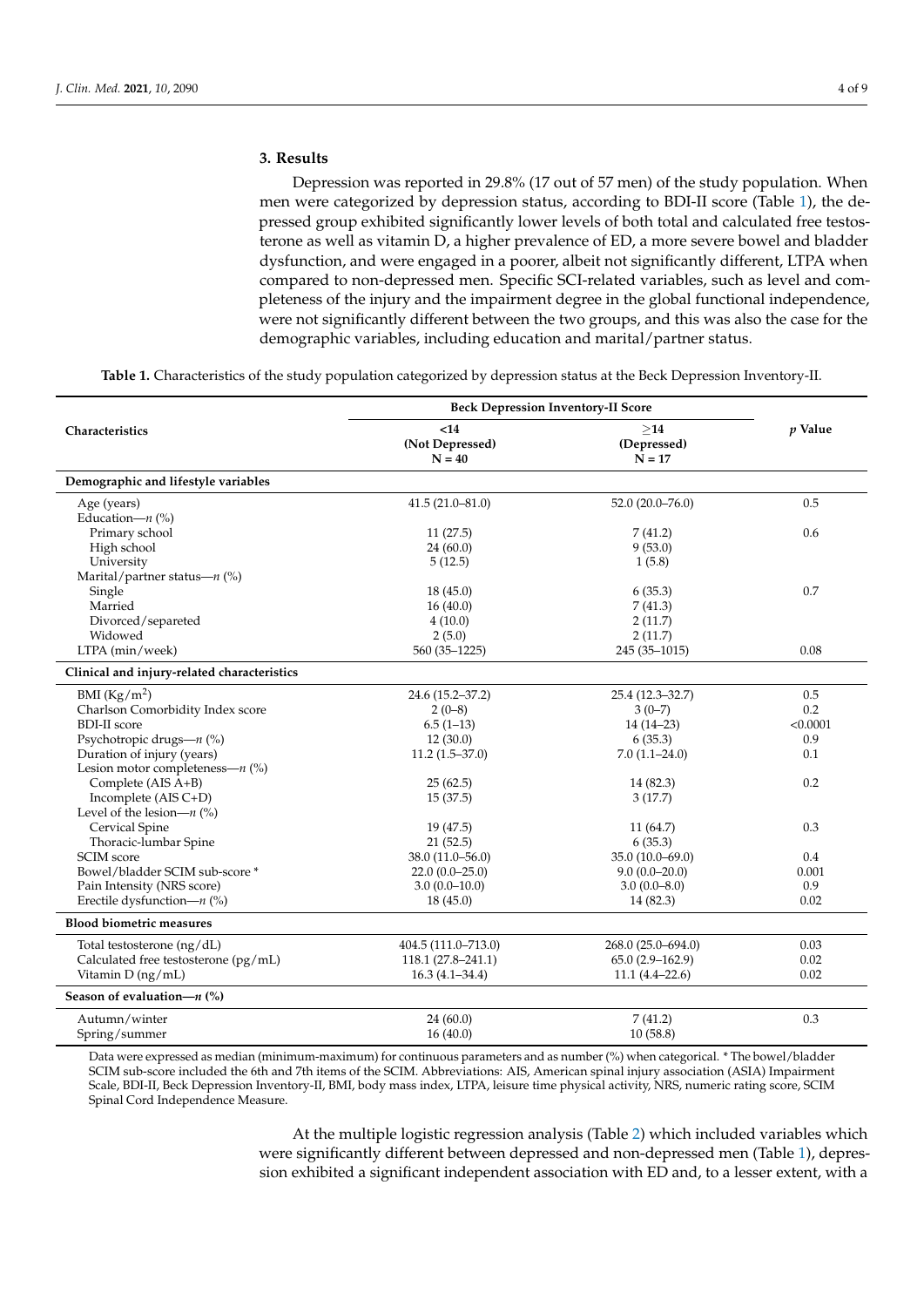## 3. Results

Depression was reported in 29.8% (17 out of 57 men) of the study population. When men were categorized by depression status, according to BDI-II score (Table 1), the depressed group exhibited significantly lower levels of both total and calculated free testosterone as well as vitamin D, a higher prevalence of ED, a more severe bowel and bladder dysfunction, and were engaged in a poorer, albeit not significantly different, LTPA when compared to non-depressed men. Specific SCI-related variables, such as level and completeness of the injury and the impairment degree in the global functional independence, were not significantly different between the two groups, and this was also the case for the demographic variables, including education and marital/partner status.

**Table 1.** Characteristics of the study population categorized by depression status at the Beck Depression Inventory-II.

| Characteristics | Beck Depression Inventory-II Score | | *p* Value |
|---|---|---|---|
| | <14 (Not Depressed) N = 40 | ≥14 (Depressed) N = 17 | |
| **Demographic and lifestyle variables** | | | |
| Age (years) | 41.5 (21.0–81.0) | 52.0 (20.0–76.0) | 0.5 |
| Education—*n* (%) | | | |
| Primary school | 11 (27.5) | 7 (41.2) | 0.6 |
| High school | 24 (60.0) | 9 (53.0) | |
| University | 5 (12.5) | 1 (5.8) | |
| Marital/partner status—*n* (%) | | | |
| Single | 18 (45.0) | 6 (35.3) | 0.7 |
| Married | 16 (40.0) | 7 (41.3) | |
| Divorced/separeted | 4 (10.0) | 2 (11.7) | |
| Widowed | 2 (5.0) | 2 (11.7) | |
| LTPA (min/week) | 560 (35–1225) | 245 (35–1015) | 0.08 |
| **Clinical and injury-related characteristics** | | | |
| BMI (Kg/m$^2$) | 24.6 (15.2–37.2) | 25.4 (12.3–32.7) | 0.5 |
| Charlson Comorbidity Index score | 2 (0–8) | 3 (0–7) | 0.2 |
| BDI-II score | 6.5 (1–13) | 14 (14–23) | <0.0001 |
| Psychotropic drugs—*n* (%) | 12 (30.0) | 6 (35.3) | 0.9 |
| Duration of injury (years) | 11.2 (1.5–37.0) | 7.0 (1.1–24.0) | 0.1 |
| Lesion motor completeness—*n* (%) | | | |
| Complete (AIS A+B) | 25 (62.5) | 14 (82.3) | 0.2 |
| Incomplete (AIS C+D) | 15 (37.5) | 3 (17.7) | |
| Level of the lesion—*n* (%) | | | |
| Cervical Spine | 19 (47.5) | 11 (64.7) | 0.3 |
| Thoracic-lumbar Spine | 21 (52.5) | 6 (35.3) | |
| SCIM score | 38.0 (11.0–56.0) | 35.0 (10.0–69.0) | 0.4 |
| Bowel/bladder SCIM sub-score * | 22.0 (0.0–25.0) | 9.0 (0.0–20.0) | 0.001 |
| Pain Intensity (NRS score) | 3.0 (0.0–10.0) | 3.0 (0.0–8.0) | 0.9 |
| Erectile dysfunction—*n* (%) | 18 (45.0) | 14 (82.3) | 0.02 |
| **Blood biometric measures** | | | |
| Total testosterone (ng/dL) | 404.5 (111.0–713.0) | 268.0 (25.0–694.0) | 0.03 |
| Calculated free testosterone (pg/mL) | 118.1 (27.8–241.1) | 65.0 (2.9–162.9) | 0.02 |
| Vitamin D (ng/mL) | 16.3 (4.1–34.4) | 11.1 (4.4–22.6) | 0.02 |
| **Season of evaluation—*n* (%)** | | | |
| Autumn/winter | 24 (60.0) | 7 (41.2) | 0.3 |
| Spring/summer | 16 (40.0) | 10 (58.8) | |

Data were expressed as median (minimum-maximum) for continuous parameters and as number (%) when categorical. * The bowel/bladder SCIM sub-score included the 6th and 7th items of the SCIM. Abbreviations: AIS, American spinal injury association (ASIA) Impairment Scale, BDI-II, Beck Depression Inventory-II, BMI, body mass index, LTPA, leisure time physical activity, NRS, numeric rating score, SCIM Spinal Cord Independence Measure.

At the multiple logistic regression analysis (Table 2) which included variables which were significantly different between depressed and non-depressed men (Table 1), depression exhibited a significant independent association with ED and, to a lesser extent, with a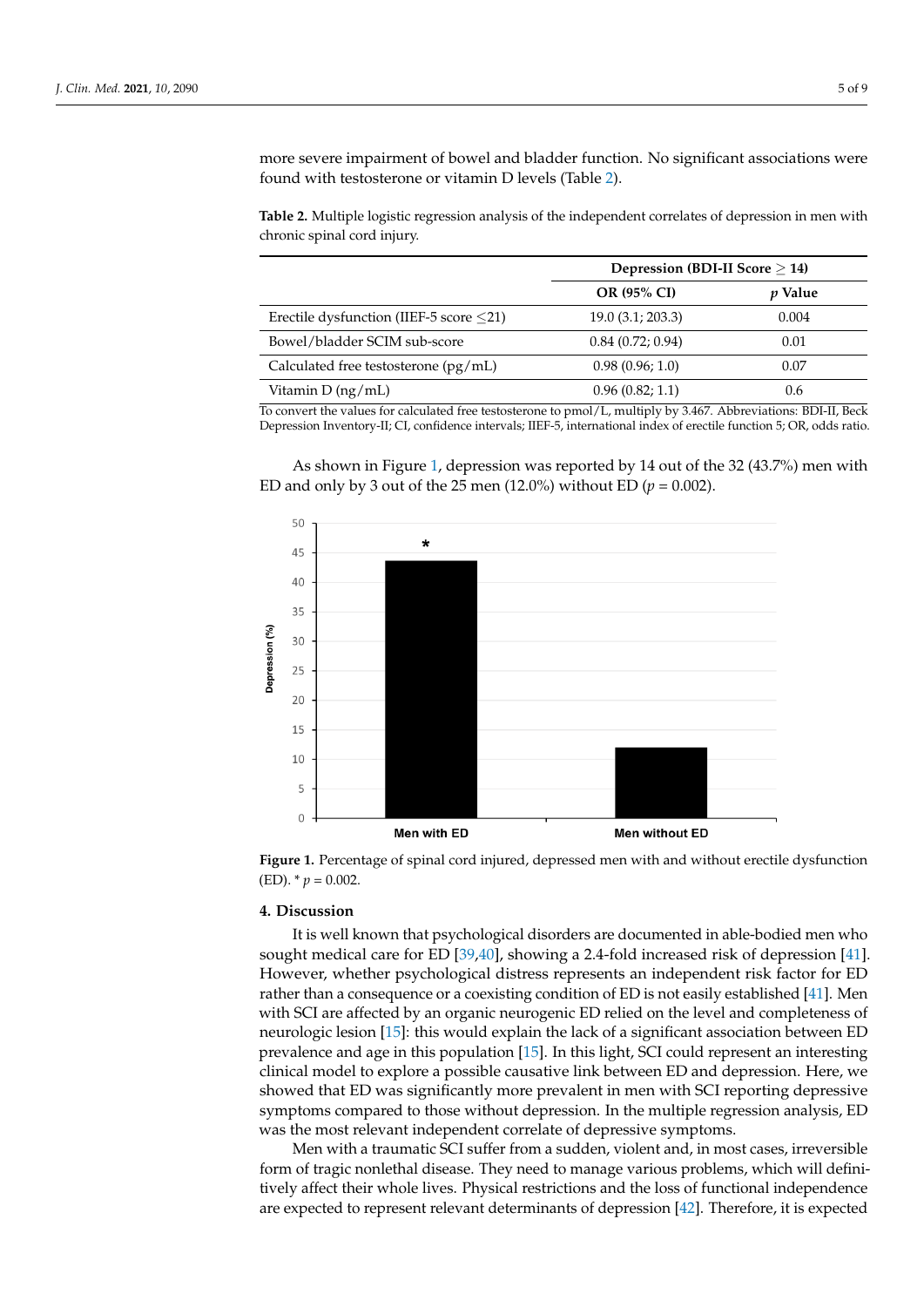more severe impairment of bowel and bladder function. No significant associations were found with testosterone or vitamin D levels (Table 2).

**Table 2.** Multiple logistic regression analysis of the independent correlates of depression in men with chronic spinal cord injury.

| | Depression (BDI-II Score ≥ 14) | |
|---|---|---|
| | **OR (95% CI)** | ***p* Value** |
| Erectile dysfunction (IIEF-5 score ≤21) | 19.0 (3.1; 203.3) | 0.004 |
| Bowel/bladder SCIM sub-score | 0.84 (0.72; 0.94) | 0.01 |
| Calculated free testosterone (pg/mL) | 0.98 (0.96; 1.0) | 0.07 |
| Vitamin D (ng/mL) | 0.96 (0.82; 1.1) | 0.6 |

To convert the values for calculated free testosterone to pmol/L, multiply by 3.467. Abbreviations: BDI-II, Beck Depression Inventory-II; CI, confidence intervals; IIEF-5, international index of erectile function 5; OR, odds ratio.

As shown in Figure 1, depression was reported by 14 out of the 32 (43.7%) men with ED and only by 3 out of the 25 men (12.0%) without ED ($p = 0.002$).

**Figure 1.** Percentage of spinal cord injured, depressed men with and without erectile dysfunction (ED). * $p = 0.002$.

## 4. Discussion

It is well known that psychological disorders are documented in able-bodied men who sought medical care for ED [39,40], showing a 2.4-fold increased risk of depression [41]. However, whether psychological distress represents an independent risk factor for ED rather than a consequence or a coexisting condition of ED is not easily established [41]. Men with SCI are affected by an organic neurogenic ED relied on the level and completeness of neurologic lesion [15]: this would explain the lack of a significant association between ED prevalence and age in this population [15]. In this light, SCI could represent an interesting clinical model to explore a possible causative link between ED and depression. Here, we showed that ED was significantly more prevalent in men with SCI reporting depressive symptoms compared to those without depression. In the multiple regression analysis, ED was the most relevant independent correlate of depressive symptoms.

Men with a traumatic SCI suffer from a sudden, violent and, in most cases, irreversible form of tragic nonlethal disease. They need to manage various problems, which will definitively affect their whole lives. Physical restrictions and the loss of functional independence are expected to represent relevant determinants of depression [42]. Therefore, it is expected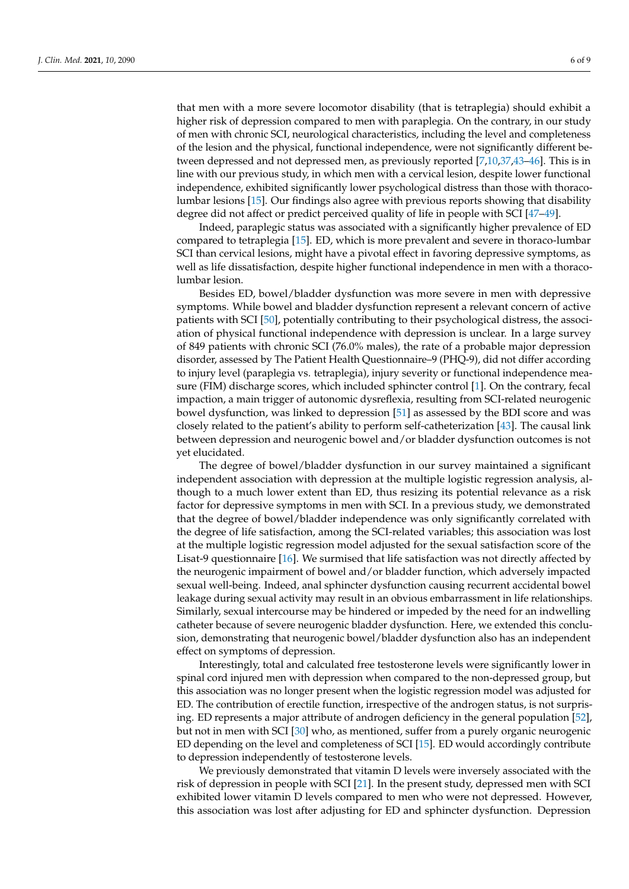that men with a more severe locomotor disability (that is tetraplegia) should exhibit a higher risk of depression compared to men with paraplegia. On the contrary, in our study of men with chronic SCI, neurological characteristics, including the level and completeness of the lesion and the physical, functional independence, were not significantly different between depressed and not depressed men, as previously reported [7,10,37,43–46]. This is in line with our previous study, in which men with a cervical lesion, despite lower functional independence, exhibited significantly lower psychological distress than those with thoraco-lumbar lesions [15]. Our findings also agree with previous reports showing that disability degree did not affect or predict perceived quality of life in people with SCI [47–49].

Indeed, paraplegic status was associated with a significantly higher prevalence of ED compared to tetraplegia [15]. ED, which is more prevalent and severe in thoraco-lumbar SCI than cervical lesions, might have a pivotal effect in favoring depressive symptoms, as well as life dissatisfaction, despite higher functional independence in men with a thoraco-lumbar lesion.

Besides ED, bowel/bladder dysfunction was more severe in men with depressive symptoms. While bowel and bladder dysfunction represent a relevant concern of active patients with SCI [50], potentially contributing to their psychological distress, the association of physical functional independence with depression is unclear. In a large survey of 849 patients with chronic SCI (76.0% males), the rate of a probable major depression disorder, assessed by The Patient Health Questionnaire–9 (PHQ-9), did not differ according to injury level (paraplegia vs. tetraplegia), injury severity or functional independence measure (FIM) discharge scores, which included sphincter control [1]. On the contrary, fecal impaction, a main trigger of autonomic dysreflexia, resulting from SCI-related neurogenic bowel dysfunction, was linked to depression [51] as assessed by the BDI score and was closely related to the patient's ability to perform self-catheterization [43]. The causal link between depression and neurogenic bowel and/or bladder dysfunction outcomes is not yet elucidated.

The degree of bowel/bladder dysfunction in our survey maintained a significant independent association with depression at the multiple logistic regression analysis, although to a much lower extent than ED, thus resizing its potential relevance as a risk factor for depressive symptoms in men with SCI. In a previous study, we demonstrated that the degree of bowel/bladder independence was only significantly correlated with the degree of life satisfaction, among the SCI-related variables; this association was lost at the multiple logistic regression model adjusted for the sexual satisfaction score of the Lisat-9 questionnaire [16]. We surmised that life satisfaction was not directly affected by the neurogenic impairment of bowel and/or bladder function, which adversely impacted sexual well-being. Indeed, anal sphincter dysfunction causing recurrent accidental bowel leakage during sexual activity may result in an obvious embarrassment in life relationships. Similarly, sexual intercourse may be hindered or impeded by the need for an indwelling catheter because of severe neurogenic bladder dysfunction. Here, we extended this conclusion, demonstrating that neurogenic bowel/bladder dysfunction also has an independent effect on symptoms of depression.

Interestingly, total and calculated free testosterone levels were significantly lower in spinal cord injured men with depression when compared to the non-depressed group, but this association was no longer present when the logistic regression model was adjusted for ED. The contribution of erectile function, irrespective of the androgen status, is not surprising. ED represents a major attribute of androgen deficiency in the general population [52], but not in men with SCI [30] who, as mentioned, suffer from a purely organic neurogenic ED depending on the level and completeness of SCI [15]. ED would accordingly contribute to depression independently of testosterone levels.

We previously demonstrated that vitamin D levels were inversely associated with the risk of depression in people with SCI [21]. In the present study, depressed men with SCI exhibited lower vitamin D levels compared to men who were not depressed. However, this association was lost after adjusting for ED and sphincter dysfunction. Depression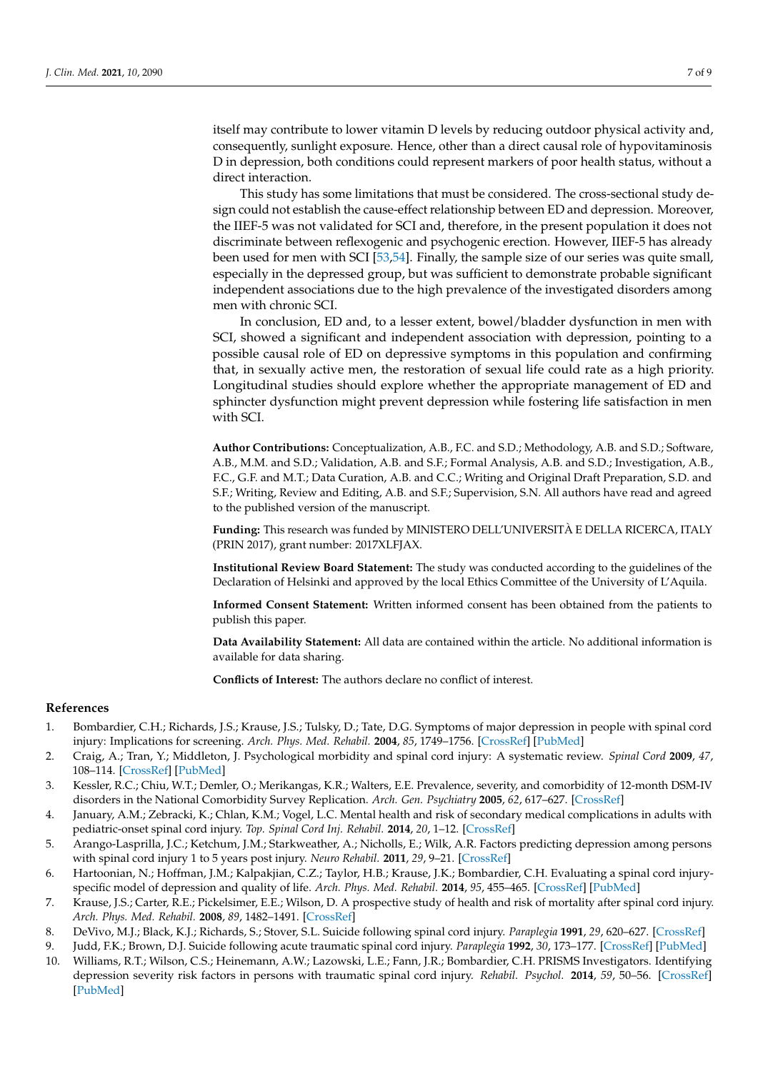itself may contribute to lower vitamin D levels by reducing outdoor physical activity and, consequently, sunlight exposure. Hence, other than a direct causal role of hypovitaminosis D in depression, both conditions could represent markers of poor health status, without a direct interaction.

This study has some limitations that must be considered. The cross-sectional study design could not establish the cause-effect relationship between ED and depression. Moreover, the IIEF-5 was not validated for SCI and, therefore, in the present population it does not discriminate between reflexogenic and psychogenic erection. However, IIEF-5 has already been used for men with SCI [53,54]. Finally, the sample size of our series was quite small, especially in the depressed group, but was sufficient to demonstrate probable significant independent associations due to the high prevalence of the investigated disorders among men with chronic SCI.

In conclusion, ED and, to a lesser extent, bowel/bladder dysfunction in men with SCI, showed a significant and independent association with depression, pointing to a possible causal role of ED on depressive symptoms in this population and confirming that, in sexually active men, the restoration of sexual life could rate as a high priority. Longitudinal studies should explore whether the appropriate management of ED and sphincter dysfunction might prevent depression while fostering life satisfaction in men with SCI.

**Author Contributions:** Conceptualization, A.B., F.C. and S.D.; Methodology, A.B. and S.D.; Software, A.B., M.M. and S.D.; Validation, A.B. and S.F.; Formal Analysis, A.B. and S.D.; Investigation, A.B., F.C., G.F. and M.T.; Data Curation, A.B. and C.C.; Writing and Original Draft Preparation, S.D. and S.F.; Writing, Review and Editing, A.B. and S.F.; Supervision, S.N. All authors have read and agreed to the published version of the manuscript.

**Funding:** This research was funded by MINISTERO DELL'UNIVERSITÀ E DELLA RICERCA, ITALY (PRIN 2017), grant number: 2017XLFJAX.

**Institutional Review Board Statement:** The study was conducted according to the guidelines of the Declaration of Helsinki and approved by the local Ethics Committee of the University of L'Aquila.

**Informed Consent Statement:** Written informed consent has been obtained from the patients to publish this paper.

**Data Availability Statement:** All data are contained within the article. No additional information is available for data sharing.

**Conflicts of Interest:** The authors declare no conflict of interest.

## References

1. Bombardier, C.H.; Richards, J.S.; Krause, J.S.; Tulsky, D.; Tate, D.G. Symptoms of major depression in people with spinal cord injury: Implications for screening. *Arch. Phys. Med. Rehabil.* **2004**, *85*, 1749–1756. [CrossRef] [PubMed]
2. Craig, A.; Tran, Y.; Middleton, J. Psychological morbidity and spinal cord injury: A systematic review. *Spinal Cord* **2009**, *47*, 108–114. [CrossRef] [PubMed]
3. Kessler, R.C.; Chiu, W.T.; Demler, O.; Merikangas, K.R.; Walters, E.E. Prevalence, severity, and comorbidity of 12-month DSM-IV disorders in the National Comorbidity Survey Replication. *Arch. Gen. Psychiatry* **2005**, *62*, 617–627. [CrossRef]
4. January, A.M.; Zebracki, K.; Chlan, K.M.; Vogel, L.C. Mental health and risk of secondary medical complications in adults with pediatric-onset spinal cord injury. *Top. Spinal Cord Inj. Rehabil.* **2014**, *20*, 1–12. [CrossRef]
5. Arango-Lasprilla, J.C.; Ketchum, J.M.; Starkweather, A.; Nicholls, E.; Wilk, A.R. Factors predicting depression among persons with spinal cord injury 1 to 5 years post injury. *Neuro Rehabil.* **2011**, *29*, 9–21. [CrossRef]
6. Hartoonian, N.; Hoffman, J.M.; Kalpakjian, C.Z.; Taylor, H.B.; Krause, J.K.; Bombardier, C.H. Evaluating a spinal cord injury-specific model of depression and quality of life. *Arch. Phys. Med. Rehabil.* **2014**, *95*, 455–465. [CrossRef] [PubMed]
7. Krause, J.S.; Carter, R.E.; Pickelsimer, E.E.; Wilson, D. A prospective study of health and risk of mortality after spinal cord injury. *Arch. Phys. Med. Rehabil.* **2008**, *89*, 1482–1491. [CrossRef]
8. DeVivo, M.J.; Black, K.J.; Richards, S.; Stover, S.L. Suicide following spinal cord injury. *Paraplegia* **1991**, *29*, 620–627. [CrossRef]
9. Judd, F.K.; Brown, D.J. Suicide following acute traumatic spinal cord injury. *Paraplegia* **1992**, *30*, 173–177. [CrossRef] [PubMed]
10. Williams, R.T.; Wilson, C.S.; Heinemann, A.W.; Lazowski, L.E.; Fann, J.R.; Bombardier, C.H. PRISMS Investigators. Identifying depression severity risk factors in persons with traumatic spinal cord injury. *Rehabil. Psychol.* **2014**, *59*, 50–56. [CrossRef] [PubMed]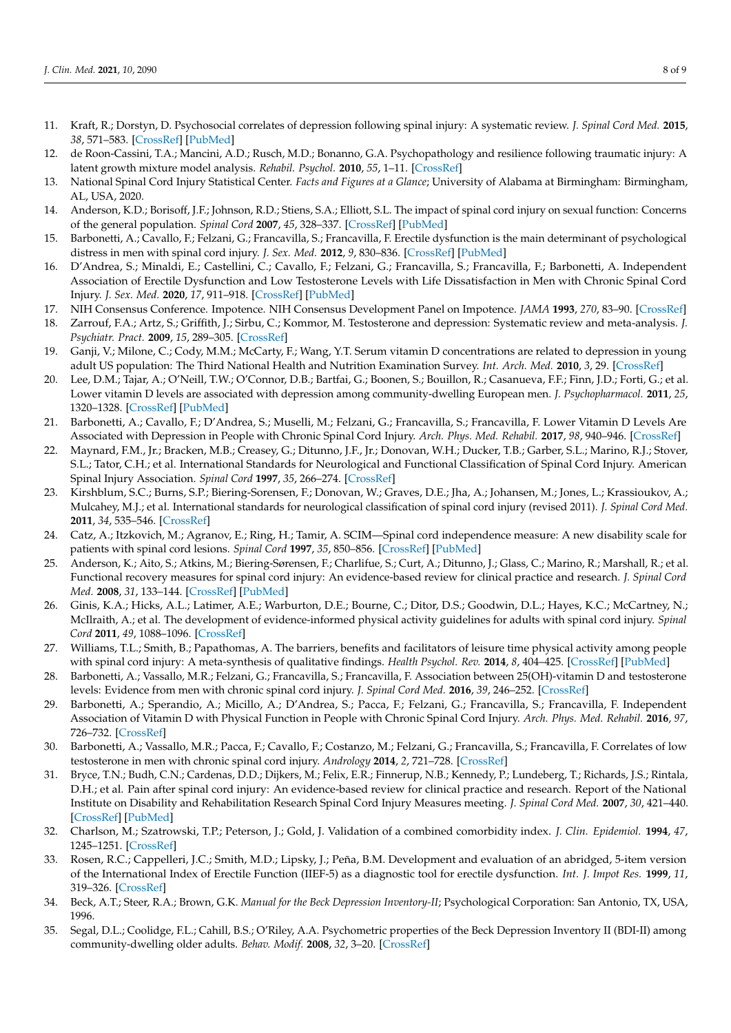11. Kraft, R.; Dorstyn, D. Psychosocial correlates of depression following spinal injury: A systematic review. *J. Spinal Cord Med.* **2015**, *38*, 571–583. [CrossRef] [PubMed]
12. de Roon-Cassini, T.A.; Mancini, A.D.; Rusch, M.D.; Bonanno, G.A. Psychopathology and resilience following traumatic injury: A latent growth mixture model analysis. *Rehabil. Psychol.* **2010**, *55*, 1–11. [CrossRef]
13. National Spinal Cord Injury Statistical Center. *Facts and Figures at a Glance*; University of Alabama at Birmingham: Birmingham, AL, USA, 2020.
14. Anderson, K.D.; Borisoff, J.F.; Johnson, R.D.; Stiens, S.A.; Elliott, S.L. The impact of spinal cord injury on sexual function: Concerns of the general population. *Spinal Cord* **2007**, *45*, 328–337. [CrossRef] [PubMed]
15. Barbonetti, A.; Cavallo, F.; Felzani, G.; Francavilla, S.; Francavilla, F. Erectile dysfunction is the main determinant of psychological distress in men with spinal cord injury. *J. Sex. Med.* **2012**, *9*, 830–836. [CrossRef] [PubMed]
16. D'Andrea, S.; Minaldi, E.; Castellini, C.; Cavallo, F.; Felzani, G.; Francavilla, S.; Francavilla, F.; Barbonetti, A. Independent Association of Erectile Dysfunction and Low Testosterone Levels with Life Dissatisfaction in Men with Chronic Spinal Cord Injury. *J. Sex. Med.* **2020**, *17*, 911–918. [CrossRef] [PubMed]
17. NIH Consensus Conference. Impotence. NIH Consensus Development Panel on Impotence. *JAMA* **1993**, *270*, 83–90. [CrossRef]
18. Zarrouf, F.A.; Artz, S.; Griffith, J.; Sirbu, C.; Kommor, M. Testosterone and depression: Systematic review and meta-analysis. *J. Psychiatr. Pract.* **2009**, *15*, 289–305. [CrossRef]
19. Ganji, V.; Milone, C.; Cody, M.M.; McCarty, F.; Wang, Y.T. Serum vitamin D concentrations are related to depression in young adult US population: The Third National Health and Nutrition Examination Survey. *Int. Arch. Med.* **2010**, *3*, 29. [CrossRef]
20. Lee, D.M.; Tajar, A.; O'Neill, T.W.; O'Connor, D.B.; Bartfai, G.; Boonen, S.; Bouillon, R.; Casanueva, F.F.; Finn, J.D.; Forti, G.; et al. Lower vitamin D levels are associated with depression among community-dwelling European men. *J. Psychopharmacol.* **2011**, *25*, 1320–1328. [CrossRef] [PubMed]
21. Barbonetti, A.; Cavallo, F.; D'Andrea, S.; Muselli, M.; Felzani, G.; Francavilla, S.; Francavilla, F. Lower Vitamin D Levels Are Associated with Depression in People with Chronic Spinal Cord Injury. *Arch. Phys. Med. Rehabil.* **2017**, *98*, 940–946. [CrossRef]
22. Maynard, F.M., Jr.; Bracken, M.B.; Creasey, G.; Ditunno, J.F., Jr.; Donovan, W.H.; Ducker, T.B.; Garber, S.L.; Marino, R.J.; Stover, S.L.; Tator, C.H.; et al. International Standards for Neurological and Functional Classification of Spinal Cord Injury. American Spinal Injury Association. *Spinal Cord* **1997**, *35*, 266–274. [CrossRef]
23. Kirshblum, S.C.; Burns, S.P.; Biering-Sorensen, F.; Donovan, W.; Graves, D.E.; Jha, A.; Johansen, M.; Jones, L.; Krassioukov, A.; Mulcahey, M.J.; et al. International standards for neurological classification of spinal cord injury (revised 2011). *J. Spinal Cord Med.* **2011**, *34*, 535–546. [CrossRef]
24. Catz, A.; Itzkovich, M.; Agranov, E.; Ring, H.; Tamir, A. SCIM—Spinal cord independence measure: A new disability scale for patients with spinal cord lesions. *Spinal Cord* **1997**, *35*, 850–856. [CrossRef] [PubMed]
25. Anderson, K.; Aito, S.; Atkins, M.; Biering-Sørensen, F.; Charlifue, S.; Curt, A.; Ditunno, J.; Glass, C.; Marino, R.; Marshall, R.; et al. Functional recovery measures for spinal cord injury: An evidence-based review for clinical practice and research. *J. Spinal Cord Med.* **2008**, *31*, 133–144. [CrossRef] [PubMed]
26. Ginis, K.A.; Hicks, A.L.; Latimer, A.E.; Warburton, D.E.; Bourne, C.; Ditor, D.S.; Goodwin, D.L.; Hayes, K.C.; McCartney, N.; McIlraith, A.; et al. The development of evidence-informed physical activity guidelines for adults with spinal cord injury. *Spinal Cord* **2011**, *49*, 1088–1096. [CrossRef]
27. Williams, T.L.; Smith, B.; Papathomas, A. The barriers, benefits and facilitators of leisure time physical activity among people with spinal cord injury: A meta-synthesis of qualitative findings. *Health Psychol. Rev.* **2014**, *8*, 404–425. [CrossRef] [PubMed]
28. Barbonetti, A.; Vassallo, M.R.; Felzani, G.; Francavilla, S.; Francavilla, F. Association between 25(OH)-vitamin D and testosterone levels: Evidence from men with chronic spinal cord injury. *J. Spinal Cord Med.* **2016**, *39*, 246–252. [CrossRef]
29. Barbonetti, A.; Sperandio, A.; Micillo, A.; D'Andrea, S.; Pacca, F.; Felzani, G.; Francavilla, S.; Francavilla, F. Independent Association of Vitamin D with Physical Function in People with Chronic Spinal Cord Injury. *Arch. Phys. Med. Rehabil.* **2016**, *97*, 726–732. [CrossRef]
30. Barbonetti, A.; Vassallo, M.R.; Pacca, F.; Cavallo, F.; Costanzo, M.; Felzani, G.; Francavilla, S.; Francavilla, F. Correlates of low testosterone in men with chronic spinal cord injury. *Andrology* **2014**, *2*, 721–728. [CrossRef]
31. Bryce, T.N.; Budh, C.N.; Cardenas, D.D.; Dijkers, M.; Felix, E.R.; Finnerup, N.B.; Kennedy, P.; Lundeberg, T.; Richards, J.S.; Rintala, D.H.; et al. Pain after spinal cord injury: An evidence-based review for clinical practice and research. Report of the National Institute on Disability and Rehabilitation Research Spinal Cord Injury Measures meeting. *J. Spinal Cord Med.* **2007**, *30*, 421–440. [CrossRef] [PubMed]
32. Charlson, M.; Szatrowski, T.P.; Peterson, J.; Gold, J. Validation of a combined comorbidity index. *J. Clin. Epidemiol.* **1994**, *47*, 1245–1251. [CrossRef]
33. Rosen, R.C.; Cappelleri, J.C.; Smith, M.D.; Lipsky, J.; Peña, B.M. Development and evaluation of an abridged, 5-item version of the International Index of Erectile Function (IIEF-5) as a diagnostic tool for erectile dysfunction. *Int. J. Impot Res.* **1999**, *11*, 319–326. [CrossRef]
34. Beck, A.T.; Steer, R.A.; Brown, G.K. *Manual for the Beck Depression Inventory-II*; Psychological Corporation: San Antonio, TX, USA, 1996.
35. Segal, D.L.; Coolidge, F.L.; Cahill, B.S.; O'Riley, A.A. Psychometric properties of the Beck Depression Inventory II (BDI-II) among community-dwelling older adults. *Behav. Modif.* **2008**, *32*, 3–20. [CrossRef]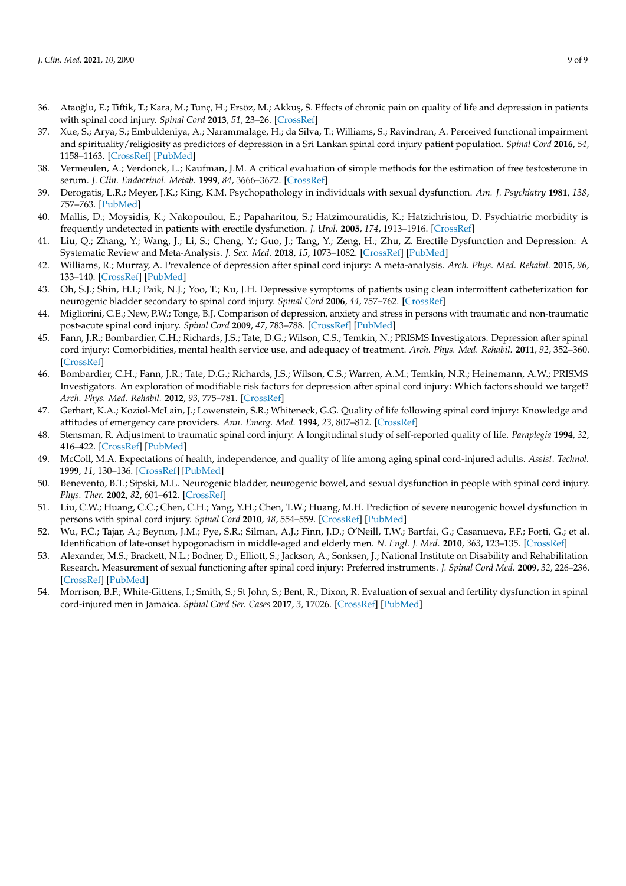36. Ataoğlu, E.; Tiftik, T.; Kara, M.; Tunç, H.; Ersöz, M.; Akkuş, S. Effects of chronic pain on quality of life and depression in patients with spinal cord injury. *Spinal Cord* **2013**, *51*, 23–26. [CrossRef]
37. Xue, S.; Arya, S.; Embuldeniya, A.; Narammalage, H.; da Silva, T.; Williams, S.; Ravindran, A. Perceived functional impairment and spirituality/religiosity as predictors of depression in a Sri Lankan spinal cord injury patient population. *Spinal Cord* **2016**, *54*, 1158–1163. [CrossRef] [PubMed]
38. Vermeulen, A.; Verdonck, L.; Kaufman, J.M. A critical evaluation of simple methods for the estimation of free testosterone in serum. *J. Clin. Endocrinol. Metab.* **1999**, *84*, 3666–3672. [CrossRef]
39. Derogatis, L.R.; Meyer, J.K.; King, K.M. Psychopathology in individuals with sexual dysfunction. *Am. J. Psychiatry* **1981**, *138*, 757–763. [PubMed]
40. Mallis, D.; Moysidis, K.; Nakopoulou, E.; Papaharitou, S.; Hatzimouratidis, K.; Hatzichristou, D. Psychiatric morbidity is frequently undetected in patients with erectile dysfunction. *J. Urol.* **2005**, *174*, 1913–1916. [CrossRef]
41. Liu, Q.; Zhang, Y.; Wang, J.; Li, S.; Cheng, Y.; Guo, J.; Tang, Y.; Zeng, H.; Zhu, Z. Erectile Dysfunction and Depression: A Systematic Review and Meta-Analysis. *J. Sex. Med.* **2018**, *15*, 1073–1082. [CrossRef] [PubMed]
42. Williams, R.; Murray, A. Prevalence of depression after spinal cord injury: A meta-analysis. *Arch. Phys. Med. Rehabil.* **2015**, *96*, 133–140. [CrossRef] [PubMed]
43. Oh, S.J.; Shin, H.I.; Paik, N.J.; Yoo, T.; Ku, J.H. Depressive symptoms of patients using clean intermittent catheterization for neurogenic bladder secondary to spinal cord injury. *Spinal Cord* **2006**, *44*, 757–762. [CrossRef]
44. Migliorini, C.E.; New, P.W.; Tonge, B.J. Comparison of depression, anxiety and stress in persons with traumatic and non-traumatic post-acute spinal cord injury. *Spinal Cord* **2009**, *47*, 783–788. [CrossRef] [PubMed]
45. Fann, J.R.; Bombardier, C.H.; Richards, J.S.; Tate, D.G.; Wilson, C.S.; Temkin, N.; PRISMS Investigators. Depression after spinal cord injury: Comorbidities, mental health service use, and adequacy of treatment. *Arch. Phys. Med. Rehabil.* **2011**, *92*, 352–360. [CrossRef]
46. Bombardier, C.H.; Fann, J.R.; Tate, D.G.; Richards, J.S.; Wilson, C.S.; Warren, A.M.; Temkin, N.R.; Heinemann, A.W.; PRISMS Investigators. An exploration of modifiable risk factors for depression after spinal cord injury: Which factors should we target? *Arch. Phys. Med. Rehabil.* **2012**, *93*, 775–781. [CrossRef]
47. Gerhart, K.A.; Koziol-McLain, J.; Lowenstein, S.R.; Whiteneck, G.G. Quality of life following spinal cord injury: Knowledge and attitudes of emergency care providers. *Ann. Emerg. Med.* **1994**, *23*, 807–812. [CrossRef]
48. Stensman, R. Adjustment to traumatic spinal cord injury. A longitudinal study of self-reported quality of life. *Paraplegia* **1994**, *32*, 416–422. [CrossRef] [PubMed]
49. McColl, M.A. Expectations of health, independence, and quality of life among aging spinal cord-injured adults. *Assist. Technol.* **1999**, *11*, 130–136. [CrossRef] [PubMed]
50. Benevento, B.T.; Sipski, M.L. Neurogenic bladder, neurogenic bowel, and sexual dysfunction in people with spinal cord injury. *Phys. Ther.* **2002**, *82*, 601–612. [CrossRef]
51. Liu, C.W.; Huang, C.C.; Chen, C.H.; Yang, Y.H.; Chen, T.W.; Huang, M.H. Prediction of severe neurogenic bowel dysfunction in persons with spinal cord injury. *Spinal Cord* **2010**, *48*, 554–559. [CrossRef] [PubMed]
52. Wu, F.C.; Tajar, A.; Beynon, J.M.; Pye, S.R.; Silman, A.J.; Finn, J.D.; O'Neill, T.W.; Bartfai, G.; Casanueva, F.F.; Forti, G.; et al. Identification of late-onset hypogonadism in middle-aged and elderly men. *N. Engl. J. Med.* **2010**, *363*, 123–135. [CrossRef]
53. Alexander, M.S.; Brackett, N.L.; Bodner, D.; Elliott, S.; Jackson, A.; Sonksen, J.; National Institute on Disability and Rehabilitation Research. Measurement of sexual functioning after spinal cord injury: Preferred instruments. *J. Spinal Cord Med.* **2009**, *32*, 226–236. [CrossRef] [PubMed]
54. Morrison, B.F.; White-Gittens, I.; Smith, S.; St John, S.; Bent, R.; Dixon, R. Evaluation of sexual and fertility dysfunction in spinal cord-injured men in Jamaica. *Spinal Cord Ser. Cases* **2017**, *3*, 17026. [CrossRef] [PubMed]